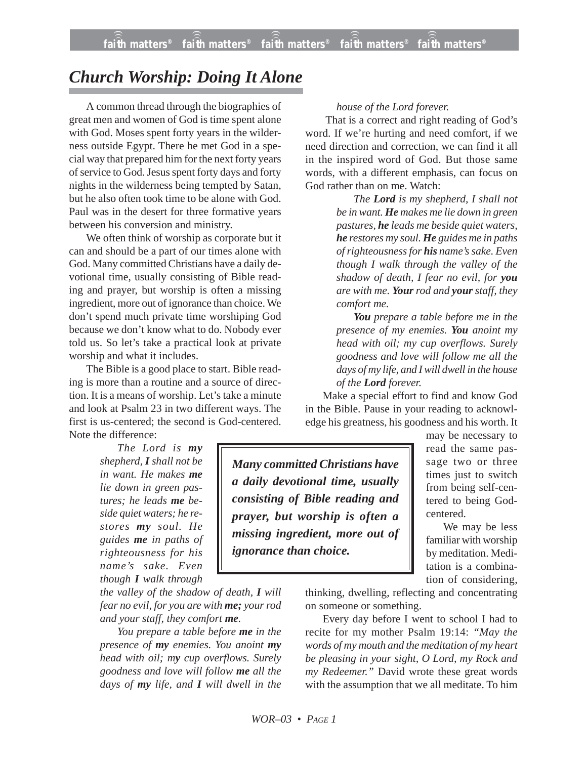# *Church Worship: Doing It Alone*

A common thread through the biographies of great men and women of God is time spent alone with God. Moses spent forty years in the wilderness outside Egypt. There he met God in a special way that prepared him for the next forty years of service to God. Jesus spent forty days and forty nights in the wilderness being tempted by Satan, but he also often took time to be alone with God. Paul was in the desert for three formative years between his conversion and ministry.

We often think of worship as corporate but it can and should be a part of our times alone with God. Many committed Christians have a daily devotional time, usually consisting of Bible reading and prayer, but worship is often a missing ingredient, more out of ignorance than choice. We don't spend much private time worshiping God because we don't know what to do. Nobody ever told us. So let's take a practical look at private worship and what it includes.

The Bible is a good place to start. Bible reading is more than a routine and a source of direction. It is a means of worship. Let's take a minute and look at Psalm 23 in two different ways. The first is us-centered; the second is God-centered. Note the difference:

> *The Lord is **my** shepherd, **I** shall not be in want. He makes **me** lie down in green pastures; he leads **me** beside quiet waters; he restores **my** soul. He guides **me** in paths of righteousness for his name's sake. Even though **I** walk through the valley of the shadow of death, **I** will fear no evil, for you are with **me;** your rod and your staff, they comfort **me**.*
>
> *You prepare a table before **me** in the presence of **my** enemies. You anoint **my** head with oil; my cup overflows. Surely goodness and love will follow **me** all the days of **my** life, and **I** will dwell in the house of the Lord forever.*

That is a correct and right reading of God's word. If we're hurting and need comfort, if we need direction and correction, we can find it all in the inspired word of God. But those same words, with a different emphasis, can focus on God rather than on me. Watch:

> *The **Lord** is my shepherd, I shall not be in want. **He** makes me lie down in green pastures, **he** leads me beside quiet waters, **he** restores my soul. **He** guides me in paths of righteousness for **his** name's sake. Even though I walk through the valley of the shadow of death, I fear no evil, for **you** are with me. **Your** rod and **your** staff, they comfort me.*
>
> ***You** prepare a table before me in the presence of my enemies. **You** anoint my head with oil; my cup overflows. Surely goodness and love will follow me all the days of my life, and I will dwell in the house of the **Lord** forever.*

Make a special effort to find and know God in the Bible. Pause in your reading to acknowledge his greatness, his goodness and his worth. It may be necessary to read the same passage two or three times just to switch from being self-centered to being God-centered.

> ***Many committed Christians have a daily devotional time, usually consisting of Bible reading and prayer, but worship is often a missing ingredient, more out of ignorance than choice.***

We may be less familiar with worship by meditation. Meditation is a combination of considering, thinking, dwelling, reflecting and concentrating on someone or something.

Every day before I went to school I had to recite for my mother Psalm 19:14: *"May the words of my mouth and the meditation of my heart be pleasing in your sight, O Lord, my Rock and my Redeemer."* David wrote these great words with the assumption that we all meditate. To him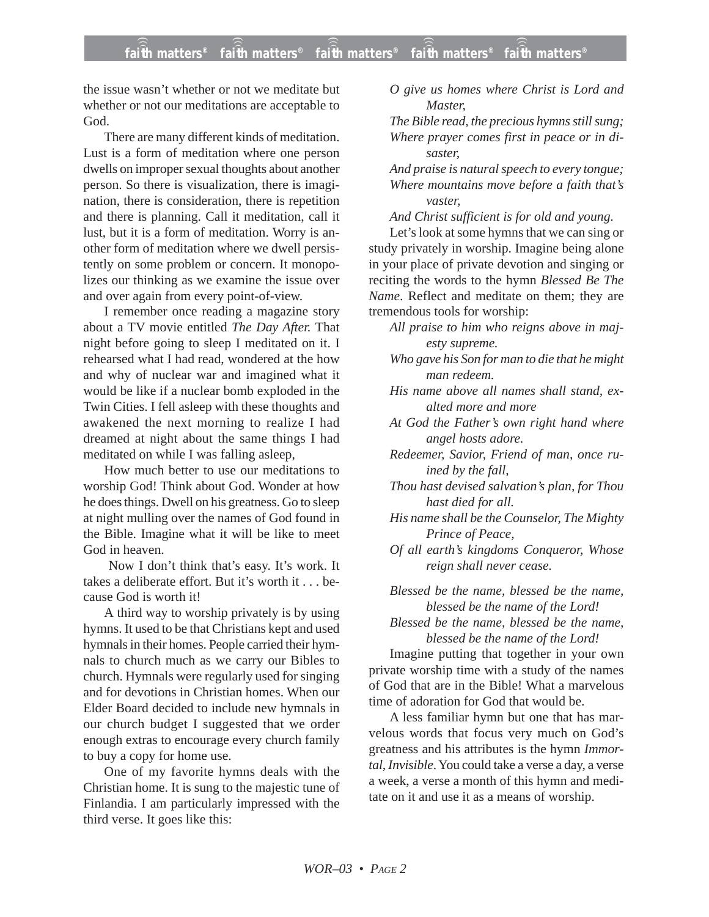the issue wasn't whether or not we meditate but whether or not our meditations are acceptable to God.

There are many different kinds of meditation. Lust is a form of meditation where one person dwells on improper sexual thoughts about another person. So there is visualization, there is imagination, there is consideration, there is repetition and there is planning. Call it meditation, call it lust, but it is a form of meditation. Worry is another form of meditation where we dwell persistently on some problem or concern. It monopolizes our thinking as we examine the issue over and over again from every point-of-view.

I remember once reading a magazine story about a TV movie entitled *The Day After.* That night before going to sleep I meditated on it. I rehearsed what I had read, wondered at the how and why of nuclear war and imagined what it would be like if a nuclear bomb exploded in the Twin Cities. I fell asleep with these thoughts and awakened the next morning to realize I had dreamed at night about the same things I had meditated on while I was falling asleep,

How much better to use our meditations to worship God! Think about God. Wonder at how he does things. Dwell on his greatness. Go to sleep at night mulling over the names of God found in the Bible. Imagine what it will be like to meet God in heaven.

Now I don't think that's easy. It's work. It takes a deliberate effort. But it's worth it . . . because God is worth it!

A third way to worship privately is by using hymns. It used to be that Christians kept and used hymnals in their homes. People carried their hymnals to church much as we carry our Bibles to church. Hymnals were regularly used for singing and for devotions in Christian homes. When our Elder Board decided to include new hymnals in our church budget I suggested that we order enough extras to encourage every church family to buy a copy for home use.

One of my favorite hymns deals with the Christian home. It is sung to the majestic tune of Finlandia. I am particularly impressed with the third verse. It goes like this:

*O give us homes where Christ is Lord and Master,*
*The Bible read, the precious hymns still sung;*
*Where prayer comes first in peace or in disaster,*
*And praise is natural speech to every tongue;*
*Where mountains move before a faith that's vaster,*
*And Christ sufficient is for old and young.*

Let's look at some hymns that we can sing or study privately in worship. Imagine being alone in your place of private devotion and singing or reciting the words to the hymn *Blessed Be The Name*. Reflect and meditate on them; they are tremendous tools for worship:

*All praise to him who reigns above in majesty supreme.*
*Who gave his Son for man to die that he might man redeem.*
*His name above all names shall stand, exalted more and more*
*At God the Father's own right hand where angel hosts adore.*
*Redeemer, Savior, Friend of man, once ruined by the fall,*
*Thou hast devised salvation's plan, for Thou hast died for all.*
*His name shall be the Counselor, The Mighty Prince of Peace,*
*Of all earth's kingdoms Conqueror, Whose reign shall never cease.*

*Blessed be the name, blessed be the name, blessed be the name of the Lord!*
*Blessed be the name, blessed be the name, blessed be the name of the Lord!*

Imagine putting that together in your own private worship time with a study of the names of God that are in the Bible! What a marvelous time of adoration for God that would be.

A less familiar hymn but one that has marvelous words that focus very much on God's greatness and his attributes is the hymn *Immortal, Invisible*. You could take a verse a day, a verse a week, a verse a month of this hymn and meditate on it and use it as a means of worship.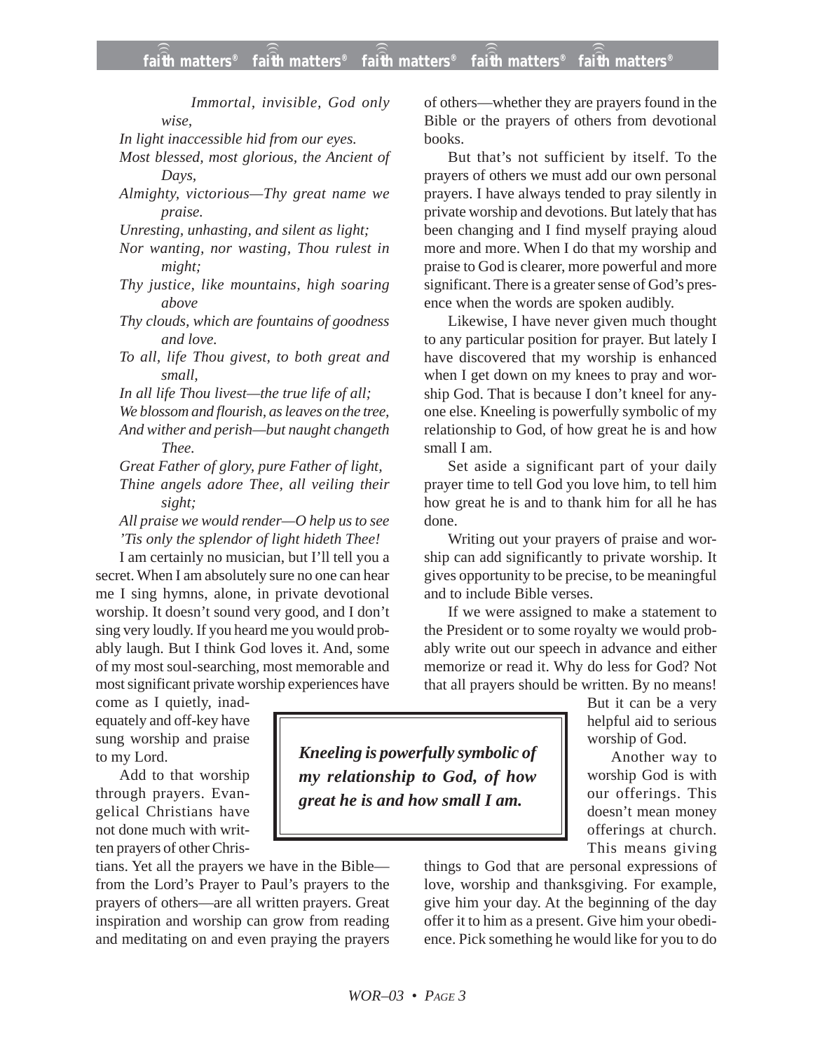*Immortal, invisible, God only wise,*
*In light inaccessible hid from our eyes.*
*Most blessed, most glorious, the Ancient of Days,*
*Almighty, victorious—Thy great name we praise.*
*Unresting, unhasting, and silent as light;*
*Nor wanting, nor wasting, Thou rulest in might;*
*Thy justice, like mountains, high soaring above*
*Thy clouds, which are fountains of goodness and love.*
*To all, life Thou givest, to both great and small,*
*In all life Thou livest—the true life of all;*
*We blossom and flourish, as leaves on the tree,*
*And wither and perish—but naught changeth Thee.*
*Great Father of glory, pure Father of light,*
*Thine angels adore Thee, all veiling their sight;*
*All praise we would render—O help us to see*
*'Tis only the splendor of light hideth Thee!*

I am certainly no musician, but I'll tell you a secret. When I am absolutely sure no one can hear me I sing hymns, alone, in private devotional worship. It doesn't sound very good, and I don't sing very loudly. If you heard me you would probably laugh. But I think God loves it. And, some of my most soul-searching, most memorable and most significant private worship experiences have come as I quietly, inadequately and off-key have sung worship and praise to my Lord.

Add to that worship through prayers. Evangelical Christians have not done much with written prayers of other Christians. Yet all the prayers we have in the Bible—from the Lord's Prayer to Paul's prayers to the prayers of others—are all written prayers. Great inspiration and worship can grow from reading and meditating on and even praying the prayers of others—whether they are prayers found in the Bible or the prayers of others from devotional books.

But that's not sufficient by itself. To the prayers of others we must add our own personal prayers. I have always tended to pray silently in private worship and devotions. But lately that has been changing and I find myself praying aloud more and more. When I do that my worship and praise to God is clearer, more powerful and more significant. There is a greater sense of God's presence when the words are spoken audibly.

Likewise, I have never given much thought to any particular position for prayer. But lately I have discovered that my worship is enhanced when I get down on my knees to pray and worship God. That is because I don't kneel for anyone else. Kneeling is powerfully symbolic of my relationship to God, of how great he is and how small I am.

Set aside a significant part of your daily prayer time to tell God you love him, to tell him how great he is and to thank him for all he has done.

Writing out your prayers of praise and worship can add significantly to private worship. It gives opportunity to be precise, to be meaningful and to include Bible verses.

If we were assigned to make a statement to the President or to some royalty we would probably write out our speech in advance and either memorize or read it. Why do less for God? Not that all prayers should be written. By no means! But it can be a very helpful aid to serious worship of God.

> ***Kneeling is powerfully symbolic of my relationship to God, of how great he is and how small I am.***

Another way to worship God is with our offerings. This doesn't mean money offerings at church. This means giving things to God that are personal expressions of love, worship and thanksgiving. For example, give him your day. At the beginning of the day offer it to him as a present. Give him your obedience. Pick something he would like for you to do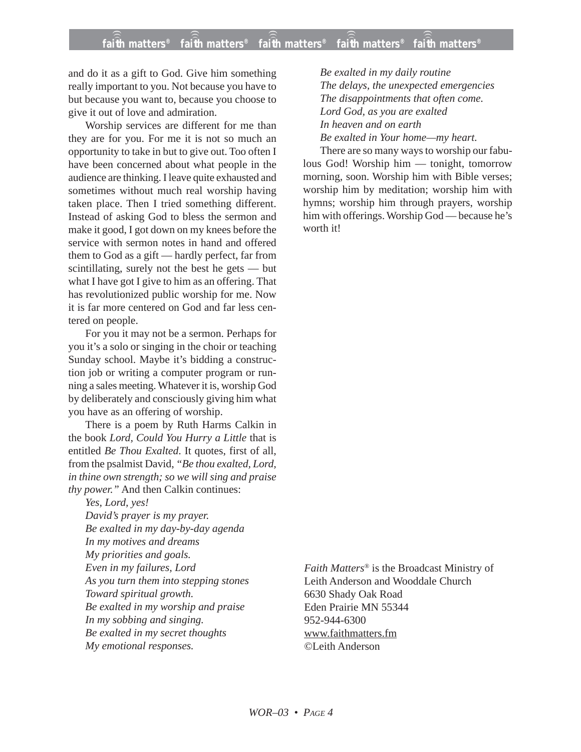and do it as a gift to God. Give him something really important to you. Not because you have to but because you want to, because you choose to give it out of love and admiration.

Worship services are different for me than they are for you. For me it is not so much an opportunity to take in but to give out. Too often I have been concerned about what people in the audience are thinking. I leave quite exhausted and sometimes without much real worship having taken place. Then I tried something different. Instead of asking God to bless the sermon and make it good, I got down on my knees before the service with sermon notes in hand and offered them to God as a gift — hardly perfect, far from scintillating, surely not the best he gets — but what I have got I give to him as an offering. That has revolutionized public worship for me. Now it is far more centered on God and far less centered on people.

For you it may not be a sermon. Perhaps for you it's a solo or singing in the choir or teaching Sunday school. Maybe it's bidding a construction job or writing a computer program or running a sales meeting. Whatever it is, worship God by deliberately and consciously giving him what you have as an offering of worship.

There is a poem by Ruth Harms Calkin in the book *Lord, Could You Hurry a Little* that is entitled *Be Thou Exalted*. It quotes, first of all, from the psalmist David, *"Be thou exalted, Lord, in thine own strength; so we will sing and praise thy power."* And then Calkin continues:

*Yes, Lord, yes!*
*David's prayer is my prayer.*
*Be exalted in my day-by-day agenda*
*In my motives and dreams*
*My priorities and goals.*
*Even in my failures, Lord*
*As you turn them into stepping stones*
*Toward spiritual growth.*
*Be exalted in my worship and praise*
*In my sobbing and singing.*
*Be exalted in my secret thoughts*
*My emotional responses.*
*Be exalted in my daily routine*
*The delays, the unexpected emergencies*
*The disappointments that often come.*
*Lord God, as you are exalted*
*In heaven and on earth*
*Be exalted in Your home—my heart.*

There are so many ways to worship our fabulous God! Worship him — tonight, tomorrow morning, soon. Worship him with Bible verses; worship him by meditation; worship him with hymns; worship him through prayers, worship him with offerings. Worship God — because he's worth it!

*Faith Matters*® is the Broadcast Ministry of
Leith Anderson and Wooddale Church
6630 Shady Oak Road
Eden Prairie MN 55344
952-944-6300
www.faithmatters.fm
©Leith Anderson